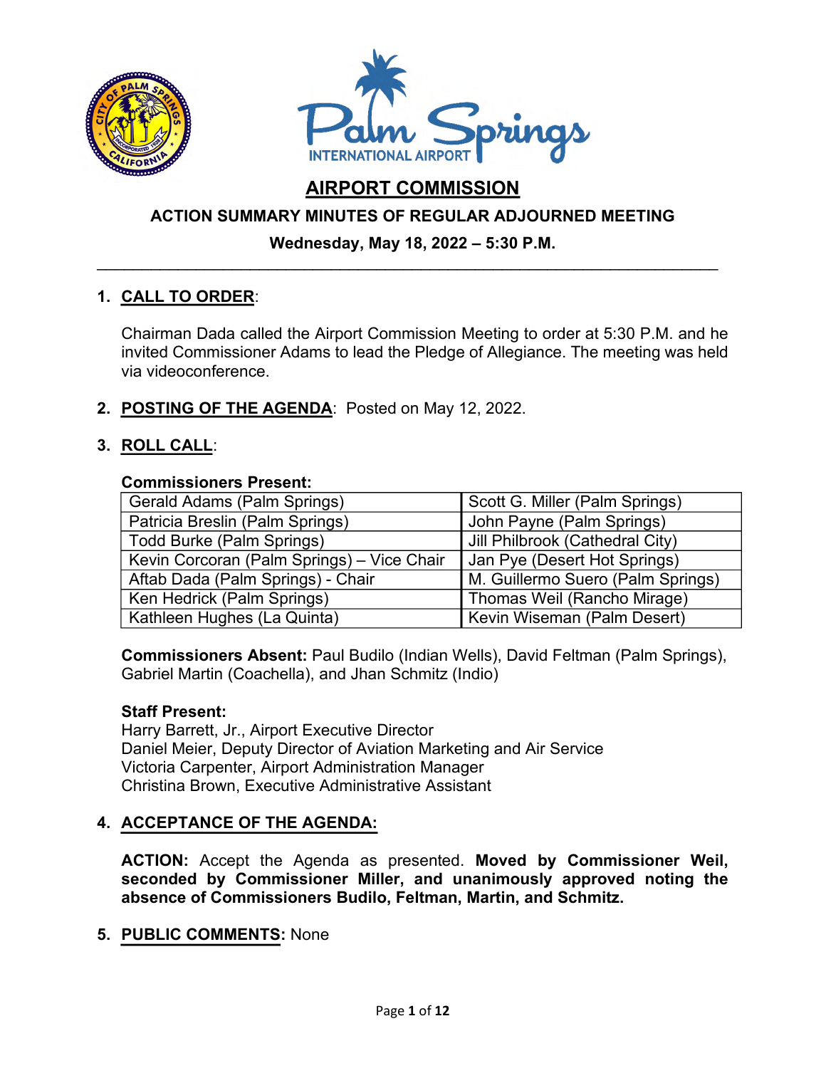# AIRPORT COMMISSION

## ACTION SUMMARY MINUTES OF REGULAR ADJOURNED MEETING

**Wednesday, May 18, 2022 – 5:30 P.M.**

---

1. **CALL TO ORDER**:

   Chairman Dada called the Airport Commission Meeting to order at 5:30 P.M. and he invited Commissioner Adams to lead the Pledge of Allegiance. The meeting was held via videoconference.

2. **POSTING OF THE AGENDA**: Posted on May 12, 2022.

3. **ROLL CALL**:

   **Commissioners Present:**

| | |
|---|---|
| Gerald Adams (Palm Springs) | Scott G. Miller (Palm Springs) |
| Patricia Breslin (Palm Springs) | John Payne (Palm Springs) |
| Todd Burke (Palm Springs) | Jill Philbrook (Cathedral City) |
| Kevin Corcoran (Palm Springs) – Vice Chair | Jan Pye (Desert Hot Springs) |
| Aftab Dada (Palm Springs) - Chair | M. Guillermo Suero (Palm Springs) |
| Ken Hedrick (Palm Springs) | Thomas Weil (Rancho Mirage) |
| Kathleen Hughes (La Quinta) | Kevin Wiseman (Palm Desert) |

   **Commissioners Absent:** Paul Budilo (Indian Wells), David Feltman (Palm Springs), Gabriel Martin (Coachella), and Jhan Schmitz (Indio)

   **Staff Present:**
   Harry Barrett, Jr., Airport Executive Director
   Daniel Meier, Deputy Director of Aviation Marketing and Air Service
   Victoria Carpenter, Airport Administration Manager
   Christina Brown, Executive Administrative Assistant

4. **ACCEPTANCE OF THE AGENDA:**

   **ACTION:** Accept the Agenda as presented. **Moved by Commissioner Weil, seconded by Commissioner Miller, and unanimously approved noting the absence of Commissioners Budilo, Feltman, Martin, and Schmitz.**

5. **PUBLIC COMMENTS:** None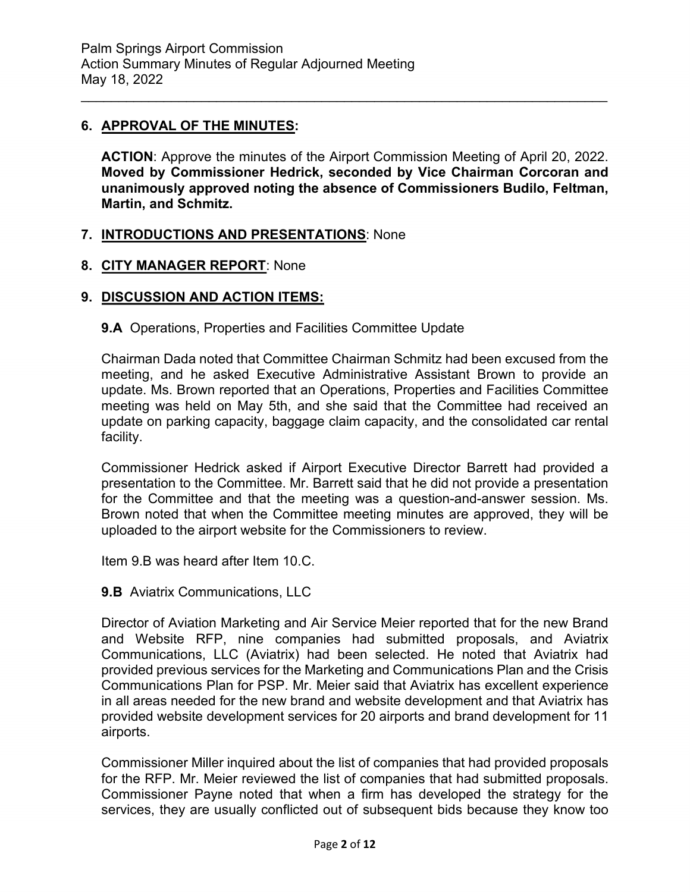## 6. APPROVAL OF THE MINUTES:

**ACTION**: Approve the minutes of the Airport Commission Meeting of April 20, 2022. **Moved by Commissioner Hedrick, seconded by Vice Chairman Corcoran and unanimously approved noting the absence of Commissioners Budilo, Feltman, Martin, and Schmitz.**

## 7. INTRODUCTIONS AND PRESENTATIONS: None

## 8. CITY MANAGER REPORT: None

## 9. DISCUSSION AND ACTION ITEMS:

**9.A** Operations, Properties and Facilities Committee Update

Chairman Dada noted that Committee Chairman Schmitz had been excused from the meeting, and he asked Executive Administrative Assistant Brown to provide an update. Ms. Brown reported that an Operations, Properties and Facilities Committee meeting was held on May 5th, and she said that the Committee had received an update on parking capacity, baggage claim capacity, and the consolidated car rental facility.

Commissioner Hedrick asked if Airport Executive Director Barrett had provided a presentation to the Committee. Mr. Barrett said that he did not provide a presentation for the Committee and that the meeting was a question-and-answer session. Ms. Brown noted that when the Committee meeting minutes are approved, they will be uploaded to the airport website for the Commissioners to review.

Item 9.B was heard after Item 10.C.

**9.B** Aviatrix Communications, LLC

Director of Aviation Marketing and Air Service Meier reported that for the new Brand and Website RFP, nine companies had submitted proposals, and Aviatrix Communications, LLC (Aviatrix) had been selected. He noted that Aviatrix had provided previous services for the Marketing and Communications Plan and the Crisis Communications Plan for PSP. Mr. Meier said that Aviatrix has excellent experience in all areas needed for the new brand and website development and that Aviatrix has provided website development services for 20 airports and brand development for 11 airports.

Commissioner Miller inquired about the list of companies that had provided proposals for the RFP. Mr. Meier reviewed the list of companies that had submitted proposals. Commissioner Payne noted that when a firm has developed the strategy for the services, they are usually conflicted out of subsequent bids because they know too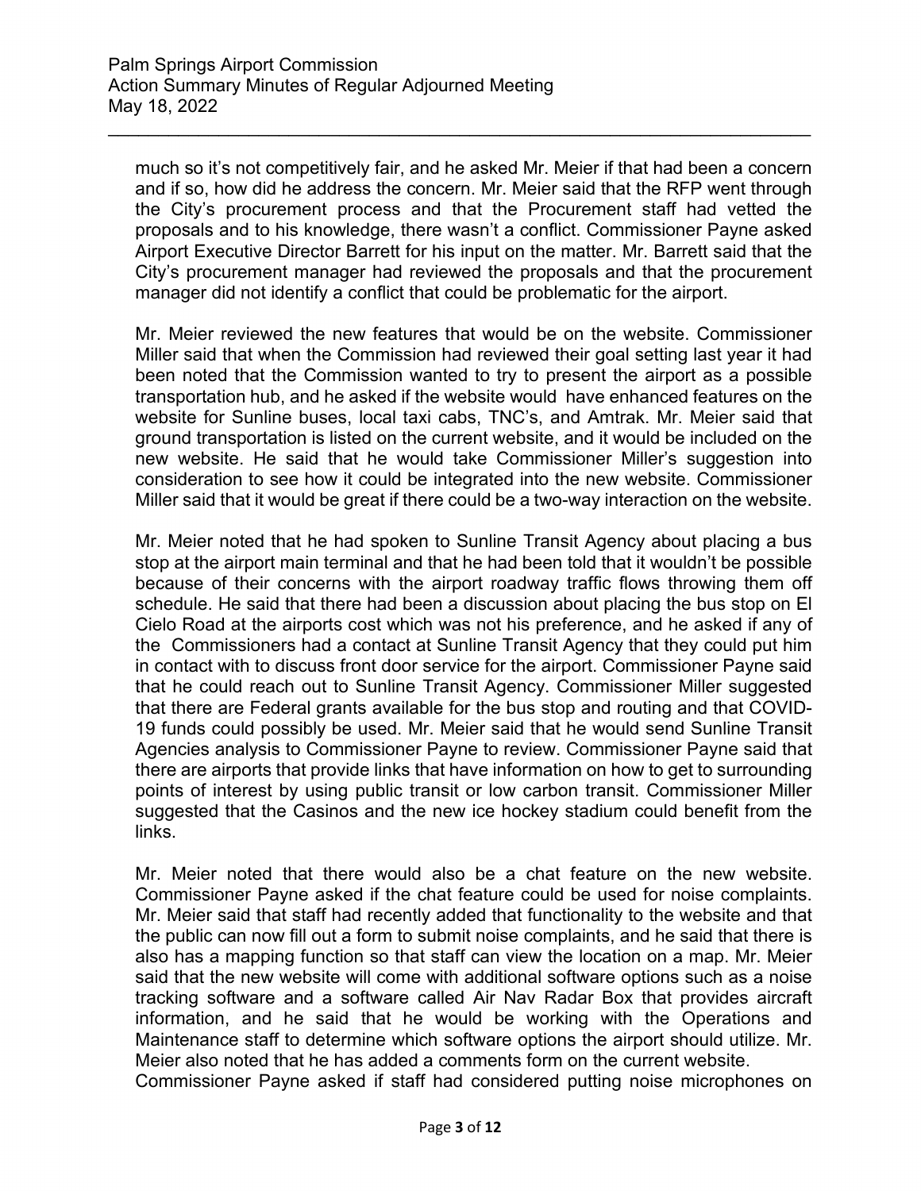much so it's not competitively fair, and he asked Mr. Meier if that had been a concern and if so, how did he address the concern. Mr. Meier said that the RFP went through the City's procurement process and that the Procurement staff had vetted the proposals and to his knowledge, there wasn't a conflict. Commissioner Payne asked Airport Executive Director Barrett for his input on the matter. Mr. Barrett said that the City's procurement manager had reviewed the proposals and that the procurement manager did not identify a conflict that could be problematic for the airport.

Mr. Meier reviewed the new features that would be on the website. Commissioner Miller said that when the Commission had reviewed their goal setting last year it had been noted that the Commission wanted to try to present the airport as a possible transportation hub, and he asked if the website would have enhanced features on the website for Sunline buses, local taxi cabs, TNC's, and Amtrak. Mr. Meier said that ground transportation is listed on the current website, and it would be included on the new website. He said that he would take Commissioner Miller's suggestion into consideration to see how it could be integrated into the new website. Commissioner Miller said that it would be great if there could be a two-way interaction on the website.

Mr. Meier noted that he had spoken to Sunline Transit Agency about placing a bus stop at the airport main terminal and that he had been told that it wouldn't be possible because of their concerns with the airport roadway traffic flows throwing them off schedule. He said that there had been a discussion about placing the bus stop on El Cielo Road at the airports cost which was not his preference, and he asked if any of the Commissioners had a contact at Sunline Transit Agency that they could put him in contact with to discuss front door service for the airport. Commissioner Payne said that he could reach out to Sunline Transit Agency. Commissioner Miller suggested that there are Federal grants available for the bus stop and routing and that COVID-19 funds could possibly be used. Mr. Meier said that he would send Sunline Transit Agencies analysis to Commissioner Payne to review. Commissioner Payne said that there are airports that provide links that have information on how to get to surrounding points of interest by using public transit or low carbon transit. Commissioner Miller suggested that the Casinos and the new ice hockey stadium could benefit from the links.

Mr. Meier noted that there would also be a chat feature on the new website. Commissioner Payne asked if the chat feature could be used for noise complaints. Mr. Meier said that staff had recently added that functionality to the website and that the public can now fill out a form to submit noise complaints, and he said that there is also has a mapping function so that staff can view the location on a map. Mr. Meier said that the new website will come with additional software options such as a noise tracking software and a software called Air Nav Radar Box that provides aircraft information, and he said that he would be working with the Operations and Maintenance staff to determine which software options the airport should utilize. Mr. Meier also noted that he has added a comments form on the current website.
Commissioner Payne asked if staff had considered putting noise microphones on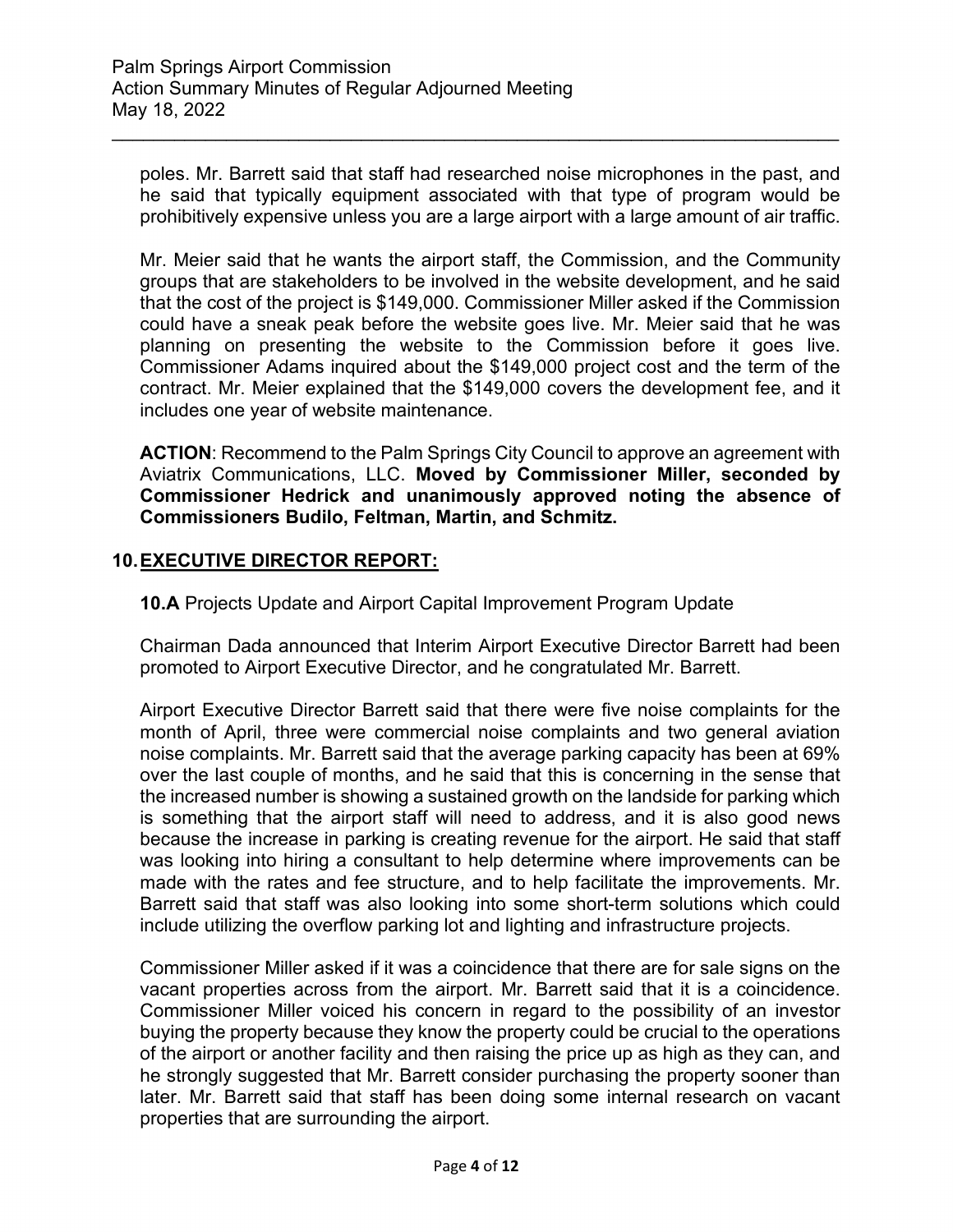poles. Mr. Barrett said that staff had researched noise microphones in the past, and he said that typically equipment associated with that type of program would be prohibitively expensive unless you are a large airport with a large amount of air traffic.

Mr. Meier said that he wants the airport staff, the Commission, and the Community groups that are stakeholders to be involved in the website development, and he said that the cost of the project is $149,000. Commissioner Miller asked if the Commission could have a sneak peak before the website goes live. Mr. Meier said that he was planning on presenting the website to the Commission before it goes live. Commissioner Adams inquired about the $149,000 project cost and the term of the contract. Mr. Meier explained that the $149,000 covers the development fee, and it includes one year of website maintenance.

**ACTION**: Recommend to the Palm Springs City Council to approve an agreement with Aviatrix Communications, LLC. **Moved by Commissioner Miller, seconded by Commissioner Hedrick and unanimously approved noting the absence of Commissioners Budilo, Feltman, Martin, and Schmitz.**

## 10. EXECUTIVE DIRECTOR REPORT:

**10.A** Projects Update and Airport Capital Improvement Program Update

Chairman Dada announced that Interim Airport Executive Director Barrett had been promoted to Airport Executive Director, and he congratulated Mr. Barrett.

Airport Executive Director Barrett said that there were five noise complaints for the month of April, three were commercial noise complaints and two general aviation noise complaints. Mr. Barrett said that the average parking capacity has been at 69% over the last couple of months, and he said that this is concerning in the sense that the increased number is showing a sustained growth on the landside for parking which is something that the airport staff will need to address, and it is also good news because the increase in parking is creating revenue for the airport. He said that staff was looking into hiring a consultant to help determine where improvements can be made with the rates and fee structure, and to help facilitate the improvements. Mr. Barrett said that staff was also looking into some short-term solutions which could include utilizing the overflow parking lot and lighting and infrastructure projects.

Commissioner Miller asked if it was a coincidence that there are for sale signs on the vacant properties across from the airport. Mr. Barrett said that it is a coincidence. Commissioner Miller voiced his concern in regard to the possibility of an investor buying the property because they know the property could be crucial to the operations of the airport or another facility and then raising the price up as high as they can, and he strongly suggested that Mr. Barrett consider purchasing the property sooner than later. Mr. Barrett said that staff has been doing some internal research on vacant properties that are surrounding the airport.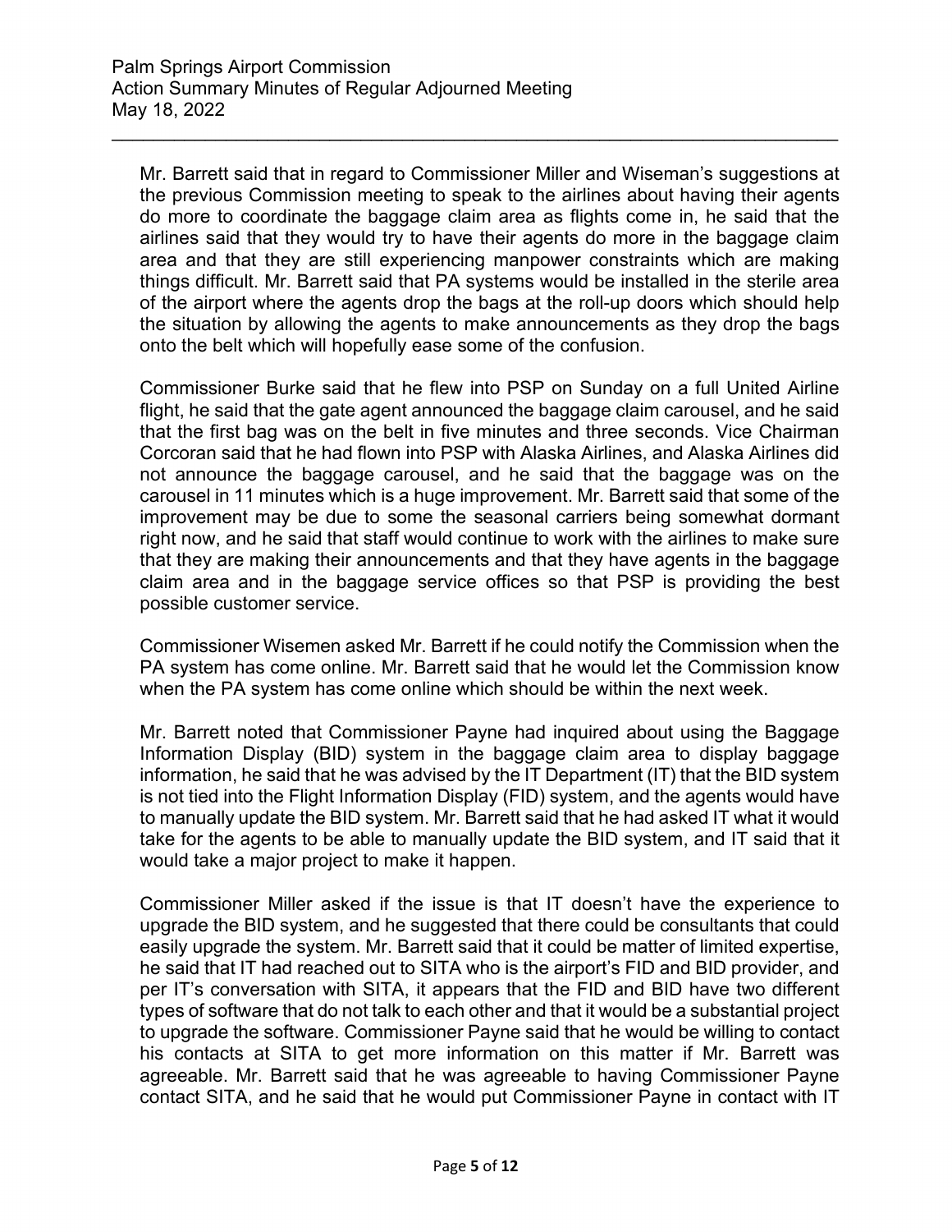Mr. Barrett said that in regard to Commissioner Miller and Wiseman's suggestions at the previous Commission meeting to speak to the airlines about having their agents do more to coordinate the baggage claim area as flights come in, he said that the airlines said that they would try to have their agents do more in the baggage claim area and that they are still experiencing manpower constraints which are making things difficult. Mr. Barrett said that PA systems would be installed in the sterile area of the airport where the agents drop the bags at the roll-up doors which should help the situation by allowing the agents to make announcements as they drop the bags onto the belt which will hopefully ease some of the confusion.

Commissioner Burke said that he flew into PSP on Sunday on a full United Airline flight, he said that the gate agent announced the baggage claim carousel, and he said that the first bag was on the belt in five minutes and three seconds. Vice Chairman Corcoran said that he had flown into PSP with Alaska Airlines, and Alaska Airlines did not announce the baggage carousel, and he said that the baggage was on the carousel in 11 minutes which is a huge improvement. Mr. Barrett said that some of the improvement may be due to some the seasonal carriers being somewhat dormant right now, and he said that staff would continue to work with the airlines to make sure that they are making their announcements and that they have agents in the baggage claim area and in the baggage service offices so that PSP is providing the best possible customer service.

Commissioner Wisemen asked Mr. Barrett if he could notify the Commission when the PA system has come online. Mr. Barrett said that he would let the Commission know when the PA system has come online which should be within the next week.

Mr. Barrett noted that Commissioner Payne had inquired about using the Baggage Information Display (BID) system in the baggage claim area to display baggage information, he said that he was advised by the IT Department (IT) that the BID system is not tied into the Flight Information Display (FID) system, and the agents would have to manually update the BID system. Mr. Barrett said that he had asked IT what it would take for the agents to be able to manually update the BID system, and IT said that it would take a major project to make it happen.

Commissioner Miller asked if the issue is that IT doesn't have the experience to upgrade the BID system, and he suggested that there could be consultants that could easily upgrade the system. Mr. Barrett said that it could be matter of limited expertise, he said that IT had reached out to SITA who is the airport's FID and BID provider, and per IT's conversation with SITA, it appears that the FID and BID have two different types of software that do not talk to each other and that it would be a substantial project to upgrade the software. Commissioner Payne said that he would be willing to contact his contacts at SITA to get more information on this matter if Mr. Barrett was agreeable. Mr. Barrett said that he was agreeable to having Commissioner Payne contact SITA, and he said that he would put Commissioner Payne in contact with IT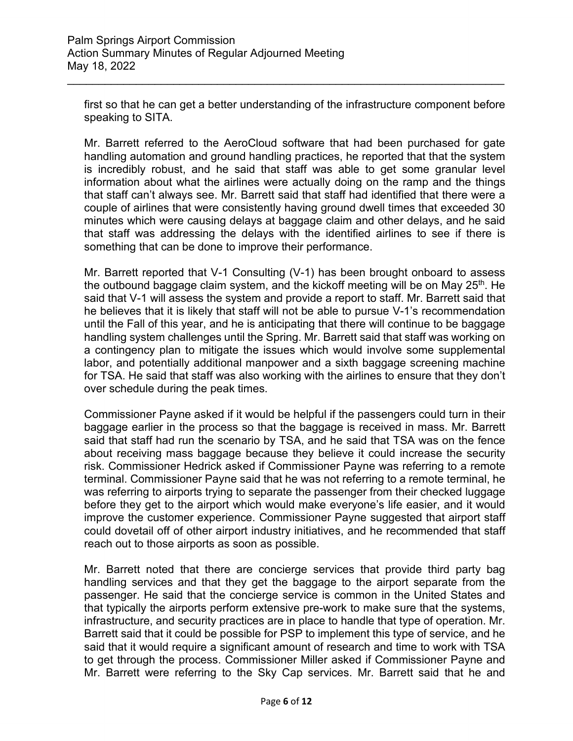first so that he can get a better understanding of the infrastructure component before speaking to SITA.

Mr. Barrett referred to the AeroCloud software that had been purchased for gate handling automation and ground handling practices, he reported that that the system is incredibly robust, and he said that staff was able to get some granular level information about what the airlines were actually doing on the ramp and the things that staff can't always see. Mr. Barrett said that staff had identified that there were a couple of airlines that were consistently having ground dwell times that exceeded 30 minutes which were causing delays at baggage claim and other delays, and he said that staff was addressing the delays with the identified airlines to see if there is something that can be done to improve their performance.

Mr. Barrett reported that V-1 Consulting (V-1) has been brought onboard to assess the outbound baggage claim system, and the kickoff meeting will be on May 25th. He said that V-1 will assess the system and provide a report to staff. Mr. Barrett said that he believes that it is likely that staff will not be able to pursue V-1's recommendation until the Fall of this year, and he is anticipating that there will continue to be baggage handling system challenges until the Spring. Mr. Barrett said that staff was working on a contingency plan to mitigate the issues which would involve some supplemental labor, and potentially additional manpower and a sixth baggage screening machine for TSA. He said that staff was also working with the airlines to ensure that they don't over schedule during the peak times.

Commissioner Payne asked if it would be helpful if the passengers could turn in their baggage earlier in the process so that the baggage is received in mass. Mr. Barrett said that staff had run the scenario by TSA, and he said that TSA was on the fence about receiving mass baggage because they believe it could increase the security risk. Commissioner Hedrick asked if Commissioner Payne was referring to a remote terminal. Commissioner Payne said that he was not referring to a remote terminal, he was referring to airports trying to separate the passenger from their checked luggage before they get to the airport which would make everyone's life easier, and it would improve the customer experience. Commissioner Payne suggested that airport staff could dovetail off of other airport industry initiatives, and he recommended that staff reach out to those airports as soon as possible.

Mr. Barrett noted that there are concierge services that provide third party bag handling services and that they get the baggage to the airport separate from the passenger. He said that the concierge service is common in the United States and that typically the airports perform extensive pre-work to make sure that the systems, infrastructure, and security practices are in place to handle that type of operation. Mr. Barrett said that it could be possible for PSP to implement this type of service, and he said that it would require a significant amount of research and time to work with TSA to get through the process. Commissioner Miller asked if Commissioner Payne and Mr. Barrett were referring to the Sky Cap services. Mr. Barrett said that he and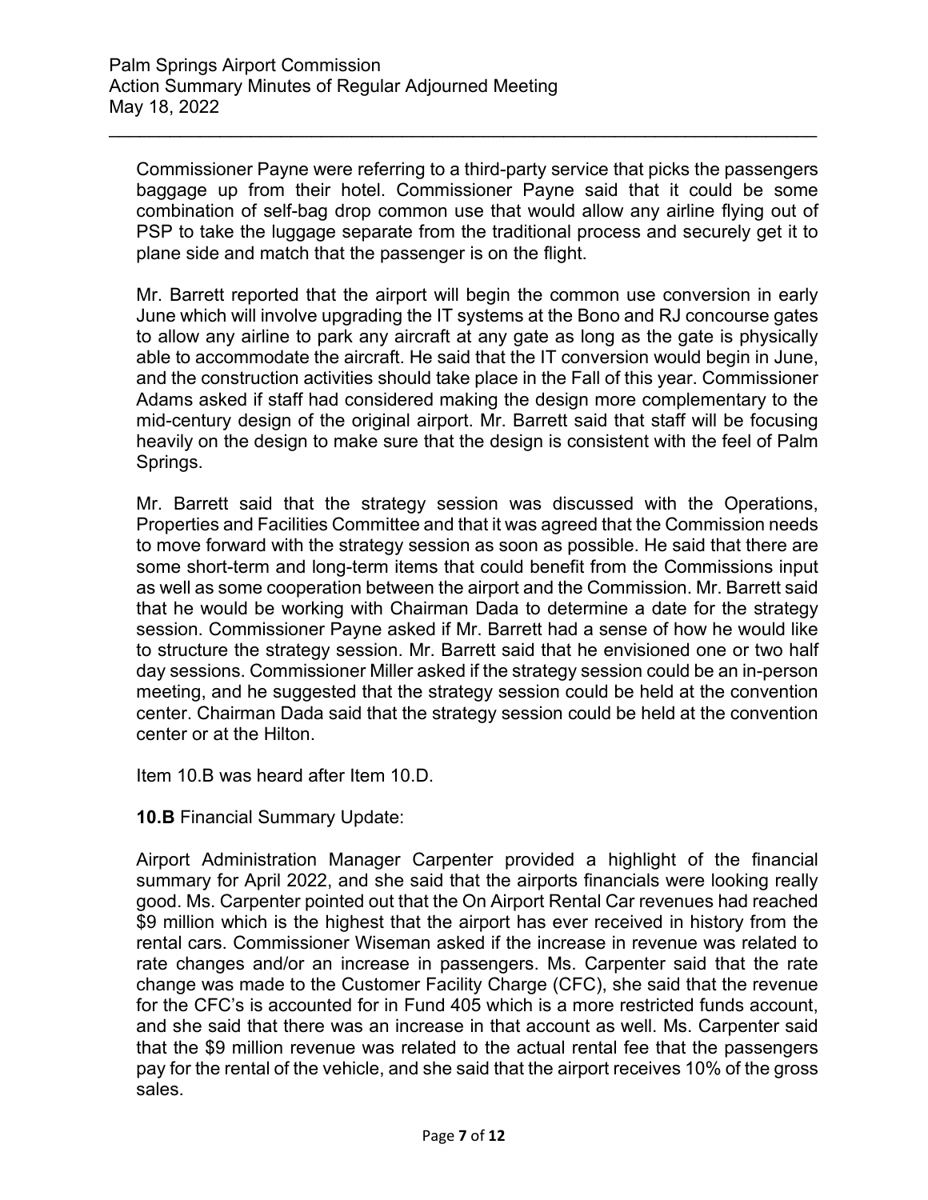Commissioner Payne were referring to a third-party service that picks the passengers baggage up from their hotel. Commissioner Payne said that it could be some combination of self-bag drop common use that would allow any airline flying out of PSP to take the luggage separate from the traditional process and securely get it to plane side and match that the passenger is on the flight.

Mr. Barrett reported that the airport will begin the common use conversion in early June which will involve upgrading the IT systems at the Bono and RJ concourse gates to allow any airline to park any aircraft at any gate as long as the gate is physically able to accommodate the aircraft. He said that the IT conversion would begin in June, and the construction activities should take place in the Fall of this year. Commissioner Adams asked if staff had considered making the design more complementary to the mid-century design of the original airport. Mr. Barrett said that staff will be focusing heavily on the design to make sure that the design is consistent with the feel of Palm Springs.

Mr. Barrett said that the strategy session was discussed with the Operations, Properties and Facilities Committee and that it was agreed that the Commission needs to move forward with the strategy session as soon as possible. He said that there are some short-term and long-term items that could benefit from the Commissions input as well as some cooperation between the airport and the Commission. Mr. Barrett said that he would be working with Chairman Dada to determine a date for the strategy session. Commissioner Payne asked if Mr. Barrett had a sense of how he would like to structure the strategy session. Mr. Barrett said that he envisioned one or two half day sessions. Commissioner Miller asked if the strategy session could be an in-person meeting, and he suggested that the strategy session could be held at the convention center. Chairman Dada said that the strategy session could be held at the convention center or at the Hilton.

Item 10.B was heard after Item 10.D.

**10.B** Financial Summary Update:

Airport Administration Manager Carpenter provided a highlight of the financial summary for April 2022, and she said that the airports financials were looking really good. Ms. Carpenter pointed out that the On Airport Rental Car revenues had reached $9 million which is the highest that the airport has ever received in history from the rental cars. Commissioner Wiseman asked if the increase in revenue was related to rate changes and/or an increase in passengers. Ms. Carpenter said that the rate change was made to the Customer Facility Charge (CFC), she said that the revenue for the CFC's is accounted for in Fund 405 which is a more restricted funds account, and she said that there was an increase in that account as well. Ms. Carpenter said that the $9 million revenue was related to the actual rental fee that the passengers pay for the rental of the vehicle, and she said that the airport receives 10% of the gross sales.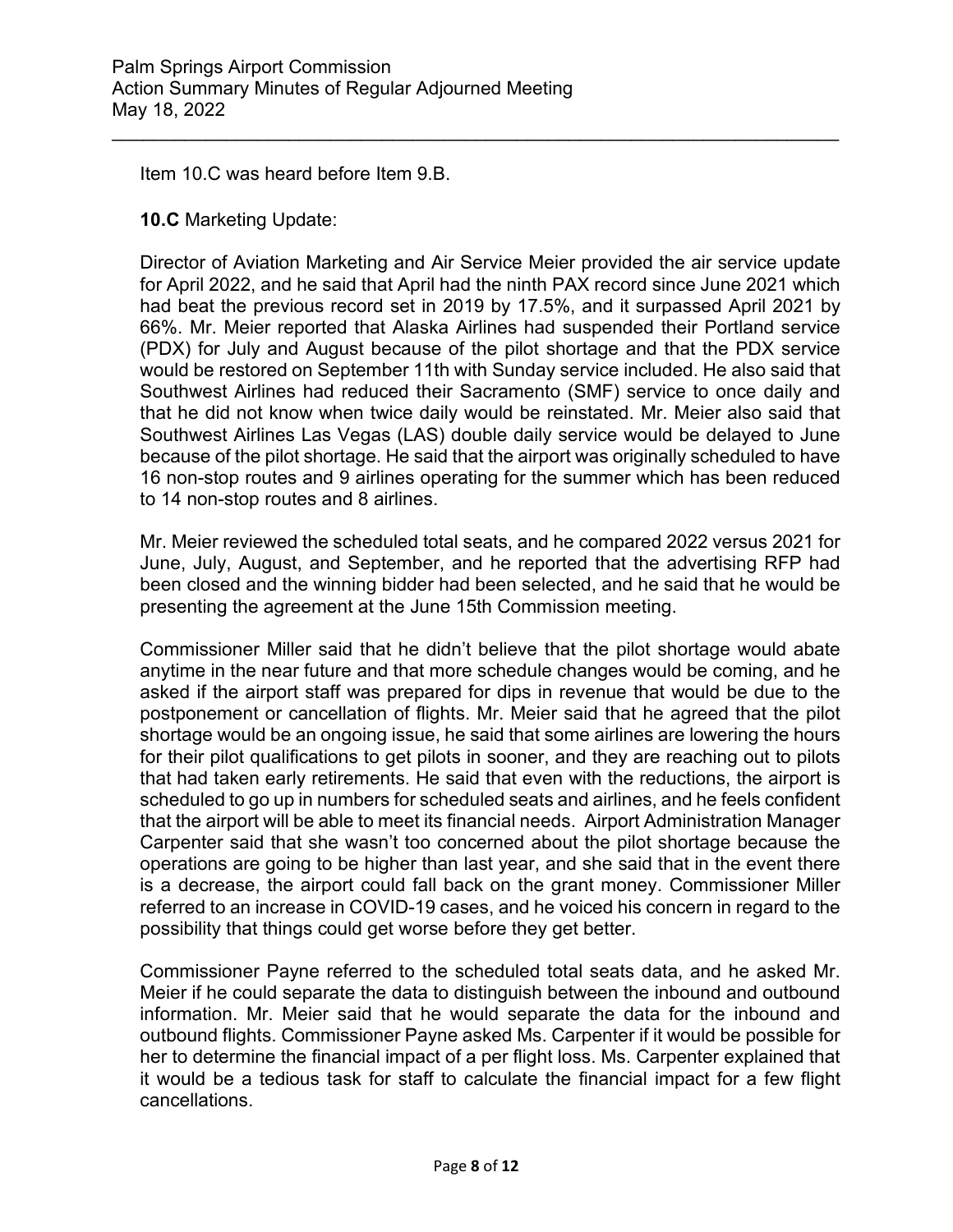Item 10.C was heard before Item 9.B.

**10.C** Marketing Update:

Director of Aviation Marketing and Air Service Meier provided the air service update for April 2022, and he said that April had the ninth PAX record since June 2021 which had beat the previous record set in 2019 by 17.5%, and it surpassed April 2021 by 66%. Mr. Meier reported that Alaska Airlines had suspended their Portland service (PDX) for July and August because of the pilot shortage and that the PDX service would be restored on September 11th with Sunday service included. He also said that Southwest Airlines had reduced their Sacramento (SMF) service to once daily and that he did not know when twice daily would be reinstated. Mr. Meier also said that Southwest Airlines Las Vegas (LAS) double daily service would be delayed to June because of the pilot shortage. He said that the airport was originally scheduled to have 16 non-stop routes and 9 airlines operating for the summer which has been reduced to 14 non-stop routes and 8 airlines.

Mr. Meier reviewed the scheduled total seats, and he compared 2022 versus 2021 for June, July, August, and September, and he reported that the advertising RFP had been closed and the winning bidder had been selected, and he said that he would be presenting the agreement at the June 15th Commission meeting.

Commissioner Miller said that he didn't believe that the pilot shortage would abate anytime in the near future and that more schedule changes would be coming, and he asked if the airport staff was prepared for dips in revenue that would be due to the postponement or cancellation of flights. Mr. Meier said that he agreed that the pilot shortage would be an ongoing issue, he said that some airlines are lowering the hours for their pilot qualifications to get pilots in sooner, and they are reaching out to pilots that had taken early retirements. He said that even with the reductions, the airport is scheduled to go up in numbers for scheduled seats and airlines, and he feels confident that the airport will be able to meet its financial needs. Airport Administration Manager Carpenter said that she wasn't too concerned about the pilot shortage because the operations are going to be higher than last year, and she said that in the event there is a decrease, the airport could fall back on the grant money. Commissioner Miller referred to an increase in COVID-19 cases, and he voiced his concern in regard to the possibility that things could get worse before they get better.

Commissioner Payne referred to the scheduled total seats data, and he asked Mr. Meier if he could separate the data to distinguish between the inbound and outbound information. Mr. Meier said that he would separate the data for the inbound and outbound flights. Commissioner Payne asked Ms. Carpenter if it would be possible for her to determine the financial impact of a per flight loss. Ms. Carpenter explained that it would be a tedious task for staff to calculate the financial impact for a few flight cancellations.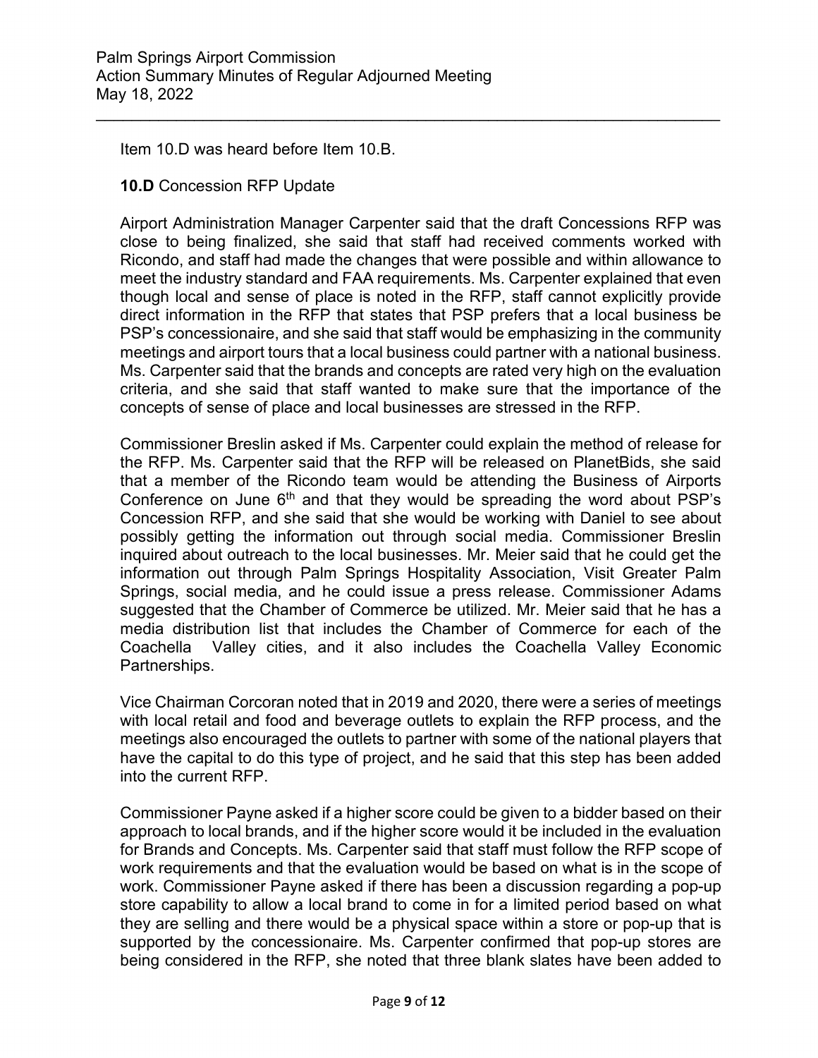Item 10.D was heard before Item 10.B.

**10.D** Concession RFP Update

Airport Administration Manager Carpenter said that the draft Concessions RFP was close to being finalized, she said that staff had received comments worked with Ricondo, and staff had made the changes that were possible and within allowance to meet the industry standard and FAA requirements. Ms. Carpenter explained that even though local and sense of place is noted in the RFP, staff cannot explicitly provide direct information in the RFP that states that PSP prefers that a local business be PSP's concessionaire, and she said that staff would be emphasizing in the community meetings and airport tours that a local business could partner with a national business. Ms. Carpenter said that the brands and concepts are rated very high on the evaluation criteria, and she said that staff wanted to make sure that the importance of the concepts of sense of place and local businesses are stressed in the RFP.

Commissioner Breslin asked if Ms. Carpenter could explain the method of release for the RFP. Ms. Carpenter said that the RFP will be released on PlanetBids, she said that a member of the Ricondo team would be attending the Business of Airports Conference on June 6th and that they would be spreading the word about PSP's Concession RFP, and she said that she would be working with Daniel to see about possibly getting the information out through social media. Commissioner Breslin inquired about outreach to the local businesses. Mr. Meier said that he could get the information out through Palm Springs Hospitality Association, Visit Greater Palm Springs, social media, and he could issue a press release. Commissioner Adams suggested that the Chamber of Commerce be utilized. Mr. Meier said that he has a media distribution list that includes the Chamber of Commerce for each of the Coachella Valley cities, and it also includes the Coachella Valley Economic Partnerships.

Vice Chairman Corcoran noted that in 2019 and 2020, there were a series of meetings with local retail and food and beverage outlets to explain the RFP process, and the meetings also encouraged the outlets to partner with some of the national players that have the capital to do this type of project, and he said that this step has been added into the current RFP.

Commissioner Payne asked if a higher score could be given to a bidder based on their approach to local brands, and if the higher score would it be included in the evaluation for Brands and Concepts. Ms. Carpenter said that staff must follow the RFP scope of work requirements and that the evaluation would be based on what is in the scope of work. Commissioner Payne asked if there has been a discussion regarding a pop-up store capability to allow a local brand to come in for a limited period based on what they are selling and there would be a physical space within a store or pop-up that is supported by the concessionaire. Ms. Carpenter confirmed that pop-up stores are being considered in the RFP, she noted that three blank slates have been added to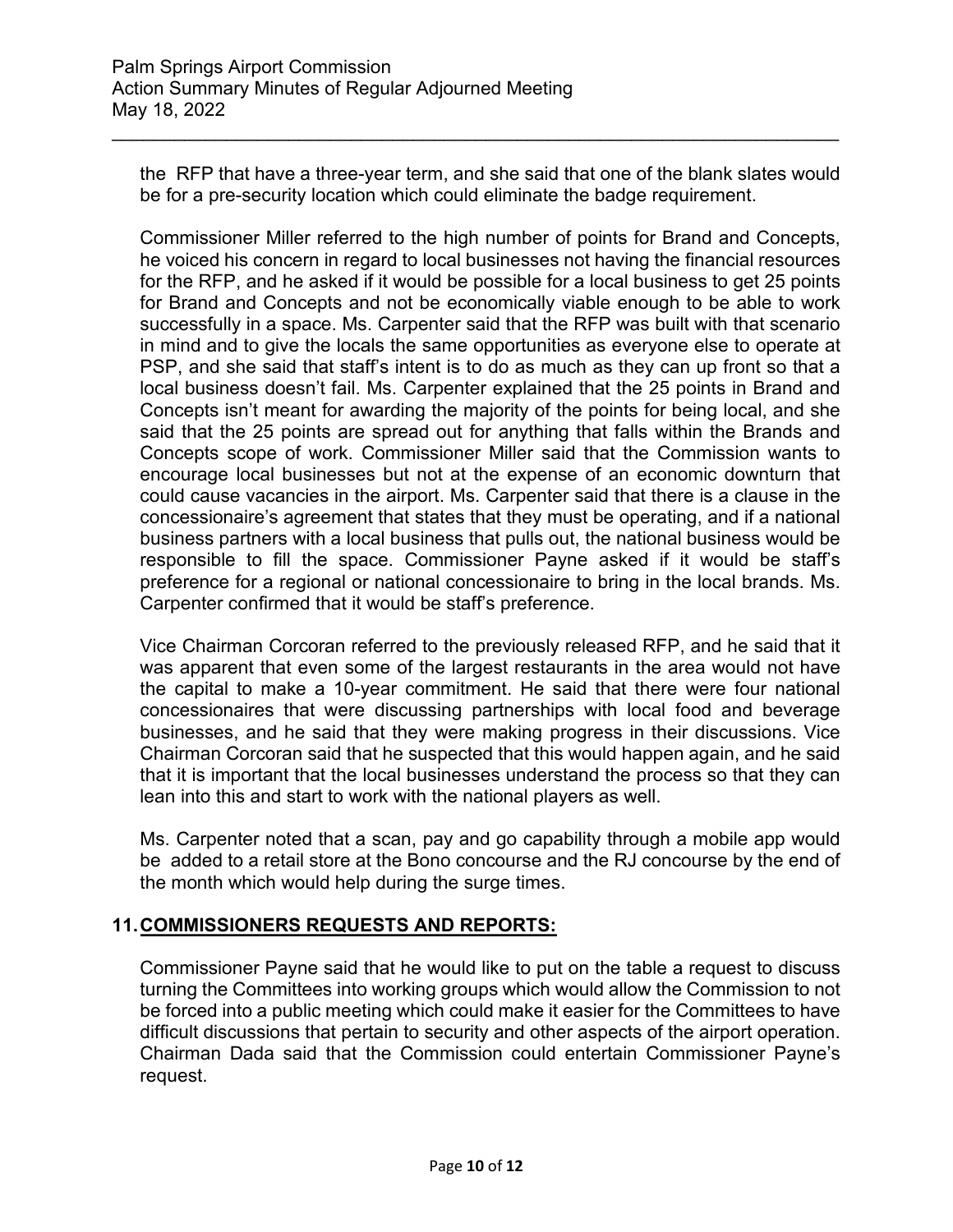the RFP that have a three-year term, and she said that one of the blank slates would be for a pre-security location which could eliminate the badge requirement.

Commissioner Miller referred to the high number of points for Brand and Concepts, he voiced his concern in regard to local businesses not having the financial resources for the RFP, and he asked if it would be possible for a local business to get 25 points for Brand and Concepts and not be economically viable enough to be able to work successfully in a space. Ms. Carpenter said that the RFP was built with that scenario in mind and to give the locals the same opportunities as everyone else to operate at PSP, and she said that staff's intent is to do as much as they can up front so that a local business doesn't fail. Ms. Carpenter explained that the 25 points in Brand and Concepts isn't meant for awarding the majority of the points for being local, and she said that the 25 points are spread out for anything that falls within the Brands and Concepts scope of work. Commissioner Miller said that the Commission wants to encourage local businesses but not at the expense of an economic downturn that could cause vacancies in the airport. Ms. Carpenter said that there is a clause in the concessionaire's agreement that states that they must be operating, and if a national business partners with a local business that pulls out, the national business would be responsible to fill the space. Commissioner Payne asked if it would be staff's preference for a regional or national concessionaire to bring in the local brands. Ms. Carpenter confirmed that it would be staff's preference.

Vice Chairman Corcoran referred to the previously released RFP, and he said that it was apparent that even some of the largest restaurants in the area would not have the capital to make a 10-year commitment. He said that there were four national concessionaires that were discussing partnerships with local food and beverage businesses, and he said that they were making progress in their discussions. Vice Chairman Corcoran said that he suspected that this would happen again, and he said that it is important that the local businesses understand the process so that they can lean into this and start to work with the national players as well.

Ms. Carpenter noted that a scan, pay and go capability through a mobile app would be added to a retail store at the Bono concourse and the RJ concourse by the end of the month which would help during the surge times.

## 11. COMMISSIONERS REQUESTS AND REPORTS:

Commissioner Payne said that he would like to put on the table a request to discuss turning the Committees into working groups which would allow the Commission to not be forced into a public meeting which could make it easier for the Committees to have difficult discussions that pertain to security and other aspects of the airport operation. Chairman Dada said that the Commission could entertain Commissioner Payne's request.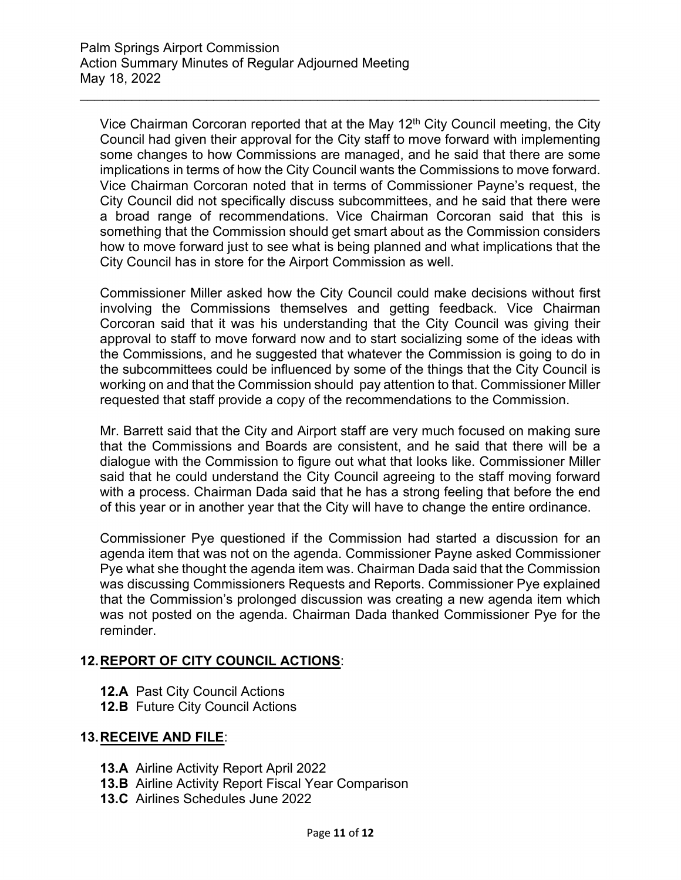Vice Chairman Corcoran reported that at the May 12th City Council meeting, the City Council had given their approval for the City staff to move forward with implementing some changes to how Commissions are managed, and he said that there are some implications in terms of how the City Council wants the Commissions to move forward. Vice Chairman Corcoran noted that in terms of Commissioner Payne's request, the City Council did not specifically discuss subcommittees, and he said that there were a broad range of recommendations. Vice Chairman Corcoran said that this is something that the Commission should get smart about as the Commission considers how to move forward just to see what is being planned and what implications that the City Council has in store for the Airport Commission as well.

Commissioner Miller asked how the City Council could make decisions without first involving the Commissions themselves and getting feedback. Vice Chairman Corcoran said that it was his understanding that the City Council was giving their approval to staff to move forward now and to start socializing some of the ideas with the Commissions, and he suggested that whatever the Commission is going to do in the subcommittees could be influenced by some of the things that the City Council is working on and that the Commission should pay attention to that. Commissioner Miller requested that staff provide a copy of the recommendations to the Commission.

Mr. Barrett said that the City and Airport staff are very much focused on making sure that the Commissions and Boards are consistent, and he said that there will be a dialogue with the Commission to figure out what that looks like. Commissioner Miller said that he could understand the City Council agreeing to the staff moving forward with a process. Chairman Dada said that he has a strong feeling that before the end of this year or in another year that the City will have to change the entire ordinance.

Commissioner Pye questioned if the Commission had started a discussion for an agenda item that was not on the agenda. Commissioner Payne asked Commissioner Pye what she thought the agenda item was. Chairman Dada said that the Commission was discussing Commissioners Requests and Reports. Commissioner Pye explained that the Commission's prolonged discussion was creating a new agenda item which was not posted on the agenda. Chairman Dada thanked Commissioner Pye for the reminder.

## 12. REPORT OF CITY COUNCIL ACTIONS:

**12.A** Past City Council Actions
**12.B** Future City Council Actions

## 13. RECEIVE AND FILE:

**13.A** Airline Activity Report April 2022
**13.B** Airline Activity Report Fiscal Year Comparison
**13.C** Airlines Schedules June 2022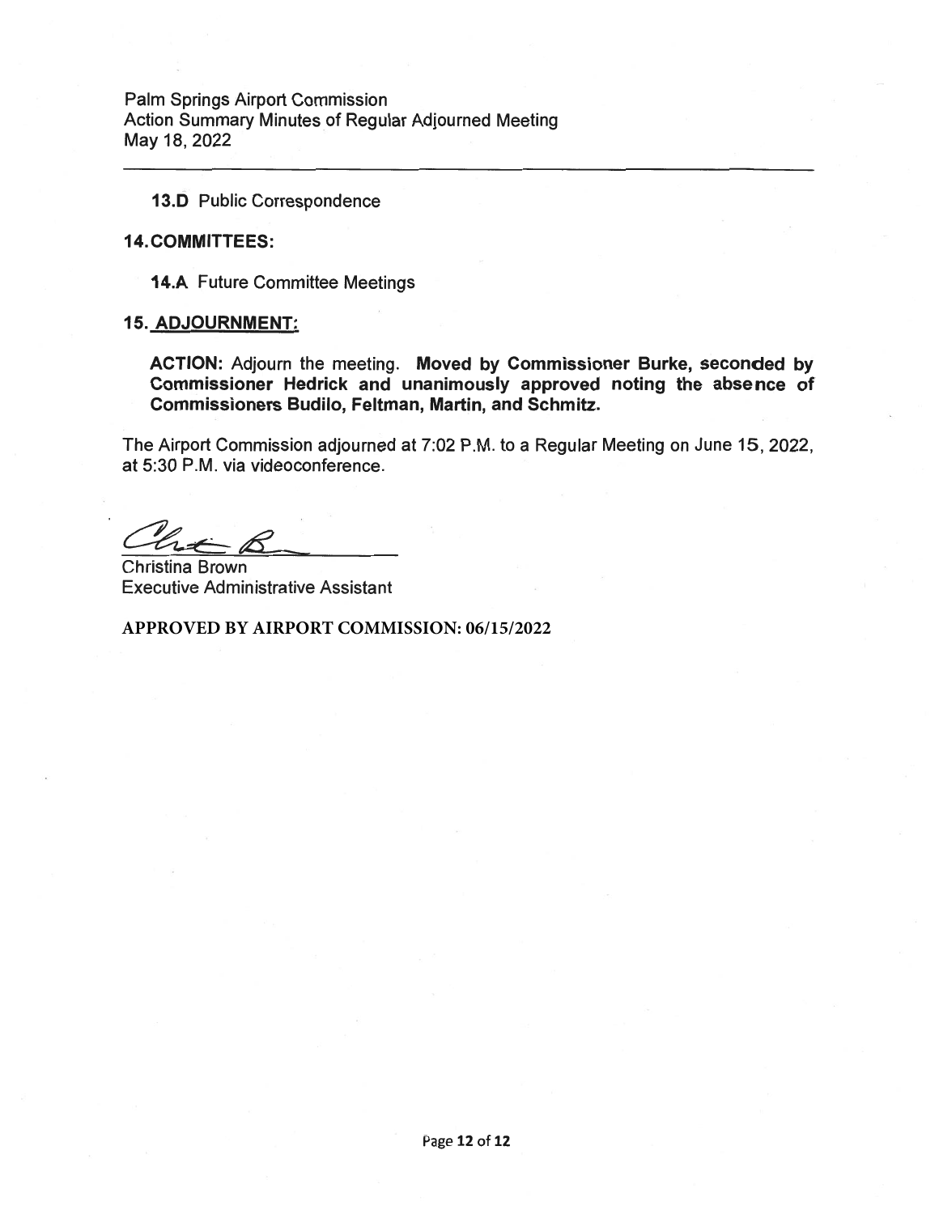**13.D** Public Correspondence

## 14. COMMITTEES:

**14.A** Future Committee Meetings

## 15. ADJOURNMENT:

**ACTION:** Adjourn the meeting. **Moved by Commissioner Burke, seconded by Commissioner Hedrick and unanimously approved noting the absence of Commissioners Budilo, Feltman, Martin, and Schmitz.**

The Airport Commission adjourned at 7:02 P.M. to a Regular Meeting on June 15, 2022, at 5:30 P.M. via videoconference.

Christina Brown
Executive Administrative Assistant

**APPROVED BY AIRPORT COMMISSION: 06/15/2022**